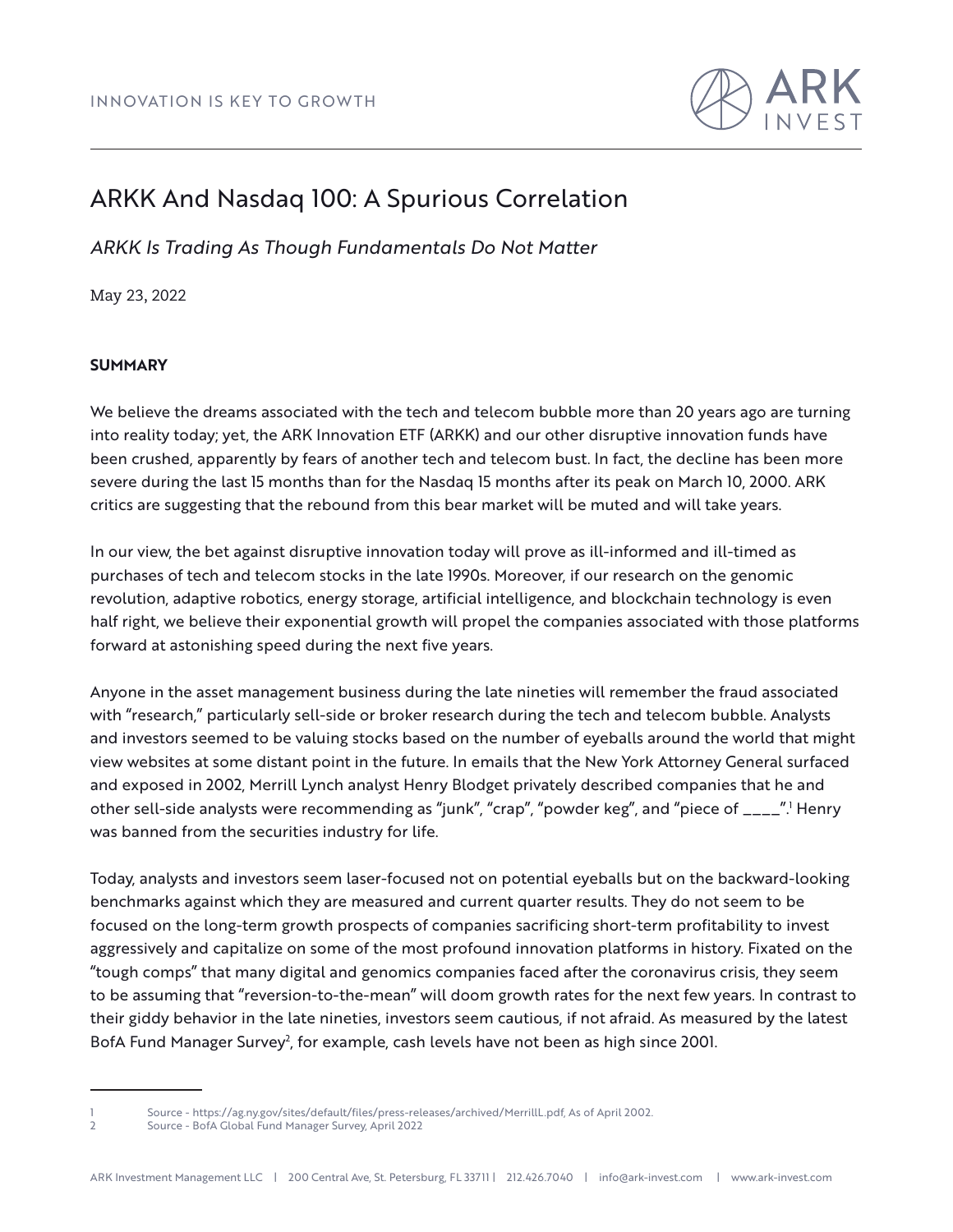# ARKK And Nasdaq 100: A Spurious Correlation

*ARKK Is Trading As Though Fundamentals Do Not Matter*

May 23, 2022

**SUMMARY**

We believe the dreams associated with the tech and telecom bubble more than 20 years ago are turning into reality today; yet, the ARK Innovation ETF (ARKK) and our other disruptive innovation funds have been crushed, apparently by fears of another tech and telecom bust. In fact, the decline has been more severe during the last 15 months than for the Nasdaq 15 months after its peak on March 10, 2000. ARK critics are suggesting that the rebound from this bear market will be muted and will take years.

In our view, the bet against disruptive innovation today will prove as ill-informed and ill-timed as purchases of tech and telecom stocks in the late 1990s. Moreover, if our research on the genomic revolution, adaptive robotics, energy storage, artificial intelligence, and blockchain technology is even half right, we believe their exponential growth will propel the companies associated with those platforms forward at astonishing speed during the next five years.

Anyone in the asset management business during the late nineties will remember the fraud associated with "research," particularly sell-side or broker research during the tech and telecom bubble. Analysts and investors seemed to be valuing stocks based on the number of eyeballs around the world that might view websites at some distant point in the future. In emails that the New York Attorney General surfaced and exposed in 2002, Merrill Lynch analyst Henry Blodget privately described companies that he and other sell-side analysts were recommending as "junk", "crap", "powder keg", and "piece of ____".[1] Henry was banned from the securities industry for life.

Today, analysts and investors seem laser-focused not on potential eyeballs but on the backward-looking benchmarks against which they are measured and current quarter results. They do not seem to be focused on the long-term growth prospects of companies sacrificing short-term profitability to invest aggressively and capitalize on some of the most profound innovation platforms in history. Fixated on the "tough comps" that many digital and genomics companies faced after the coronavirus crisis, they seem to be assuming that "reversion-to-the-mean" will doom growth rates for the next few years. In contrast to their giddy behavior in the late nineties, investors seem cautious, if not afraid. As measured by the latest BofA Fund Manager Survey[2], for example, cash levels have not been as high since 2001.

---

1 Source - https://ag.ny.gov/sites/default/files/press-releases/archived/MerrillL.pdf, As of April 2002.

2 Source - BofA Global Fund Manager Survey, April 2022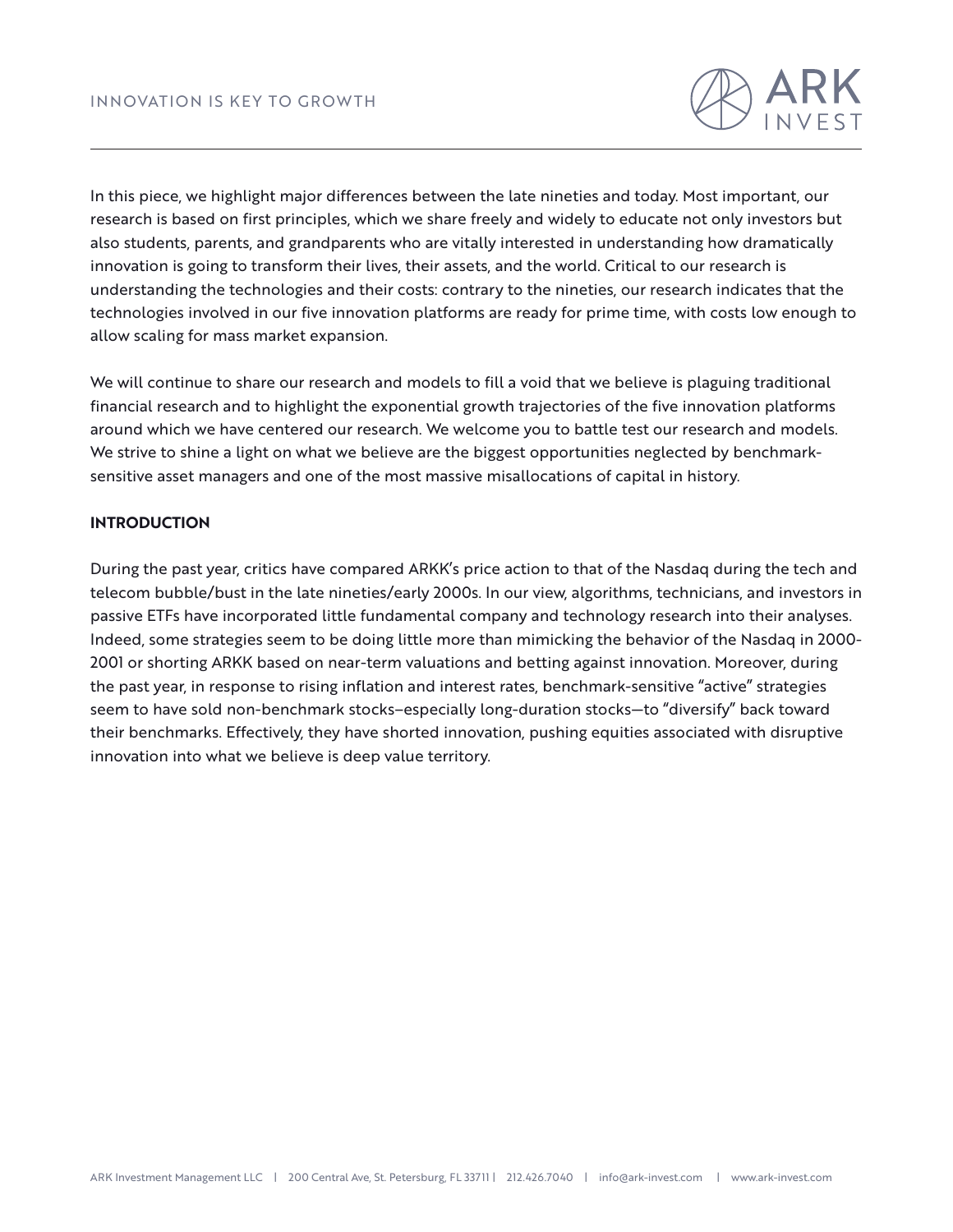In this piece, we highlight major differences between the late nineties and today. Most important, our research is based on first principles, which we share freely and widely to educate not only investors but also students, parents, and grandparents who are vitally interested in understanding how dramatically innovation is going to transform their lives, their assets, and the world. Critical to our research is understanding the technologies and their costs: contrary to the nineties, our research indicates that the technologies involved in our five innovation platforms are ready for prime time, with costs low enough to allow scaling for mass market expansion.

We will continue to share our research and models to fill a void that we believe is plaguing traditional financial research and to highlight the exponential growth trajectories of the five innovation platforms around which we have centered our research. We welcome you to battle test our research and models. We strive to shine a light on what we believe are the biggest opportunities neglected by benchmark-sensitive asset managers and one of the most massive misallocations of capital in history.

**INTRODUCTION**

During the past year, critics have compared ARKK's price action to that of the Nasdaq during the tech and telecom bubble/bust in the late nineties/early 2000s. In our view, algorithms, technicians, and investors in passive ETFs have incorporated little fundamental company and technology research into their analyses. Indeed, some strategies seem to be doing little more than mimicking the behavior of the Nasdaq in 2000-2001 or shorting ARKK based on near-term valuations and betting against innovation. Moreover, during the past year, in response to rising inflation and interest rates, benchmark-sensitive "active" strategies seem to have sold non-benchmark stocks–especially long-duration stocks—to "diversify" back toward their benchmarks. Effectively, they have shorted innovation, pushing equities associated with disruptive innovation into what we believe is deep value territory.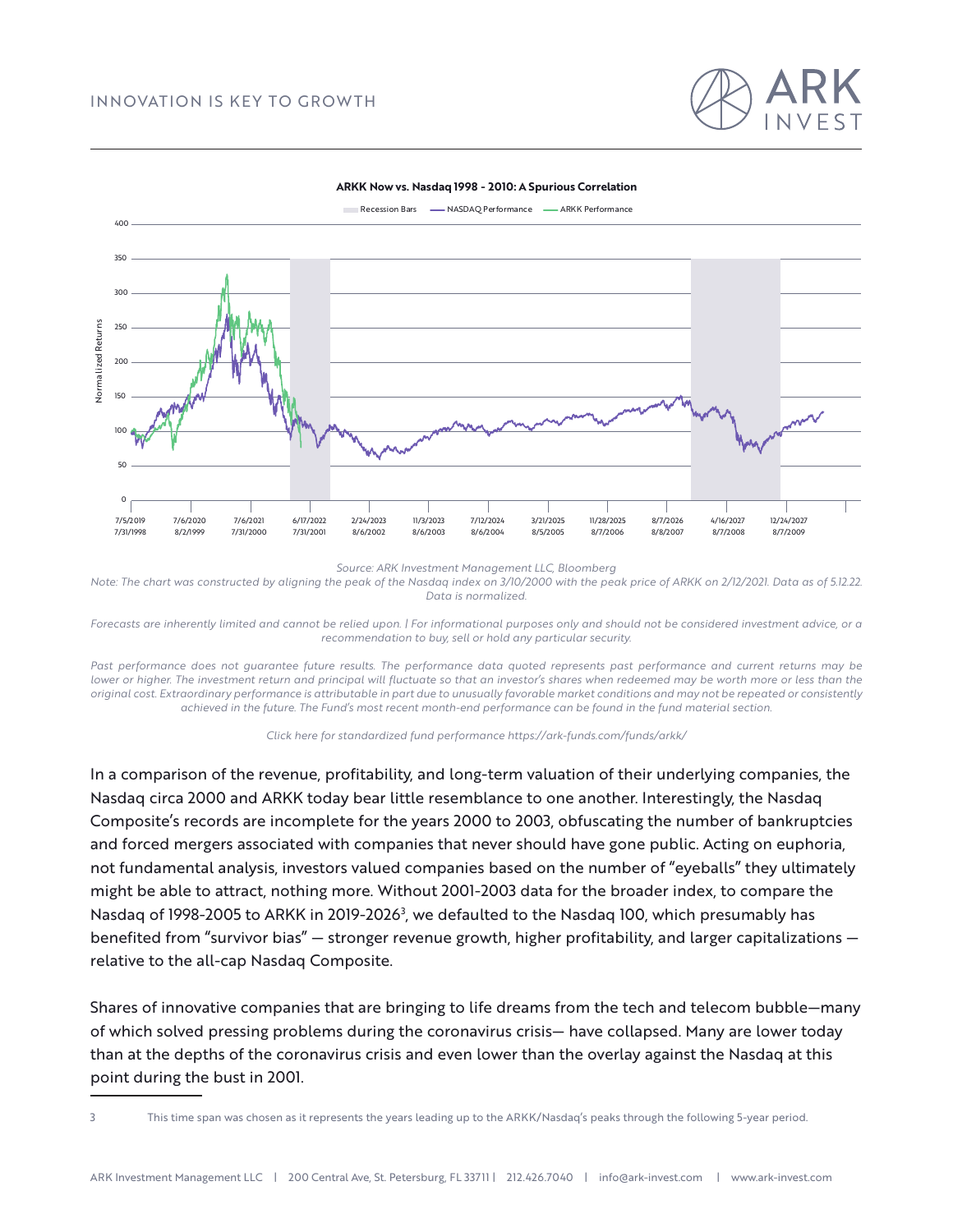**ARKK Now vs. Nasdaq 1998 - 2010: A Spurious Correlation**

Recession Bars — NASDAQ Performance — ARKK Performance

Source: ARK Investment Management LLC, Bloomberg

*Note: The chart was constructed by aligning the peak of the Nasdaq index on 3/10/2000 with the peak price of ARKK on 2/12/2021. Data as of 5.12.22. Data is normalized.*

*Forecasts are inherently limited and cannot be relied upon. | For informational purposes only and should not be considered investment advice, or a recommendation to buy, sell or hold any particular security.*

*Past performance does not guarantee future results. The performance data quoted represents past performance and current returns may be lower or higher. The investment return and principal will fluctuate so that an investor's shares when redeemed may be worth more or less than the original cost. Extraordinary performance is attributable in part due to unusually favorable market conditions and may not be repeated or consistently achieved in the future. The Fund's most recent month-end performance can be found in the fund material section.*

*Click here for standardized fund performance https://ark-funds.com/funds/arkk/*

In a comparison of the revenue, profitability, and long-term valuation of their underlying companies, the Nasdaq circa 2000 and ARKK today bear little resemblance to one another. Interestingly, the Nasdaq Composite's records are incomplete for the years 2000 to 2003, obfuscating the number of bankruptcies and forced mergers associated with companies that never should have gone public. Acting on euphoria, not fundamental analysis, investors valued companies based on the number of "eyeballs" they ultimately might be able to attract, nothing more. Without 2001-2003 data for the broader index, to compare the Nasdaq of 1998-2005 to ARKK in 2019-2026[3], we defaulted to the Nasdaq 100, which presumably has benefited from "survivor bias" — stronger revenue growth, higher profitability, and larger capitalizations — relative to the all-cap Nasdaq Composite.

Shares of innovative companies that are bringing to life dreams from the tech and telecom bubble—many of which solved pressing problems during the coronavirus crisis— have collapsed. Many are lower today than at the depths of the coronavirus crisis and even lower than the overlay against the Nasdaq at this point during the bust in 2001.

3 This time span was chosen as it represents the years leading up to the ARKK/Nasdaq's peaks through the following 5-year period.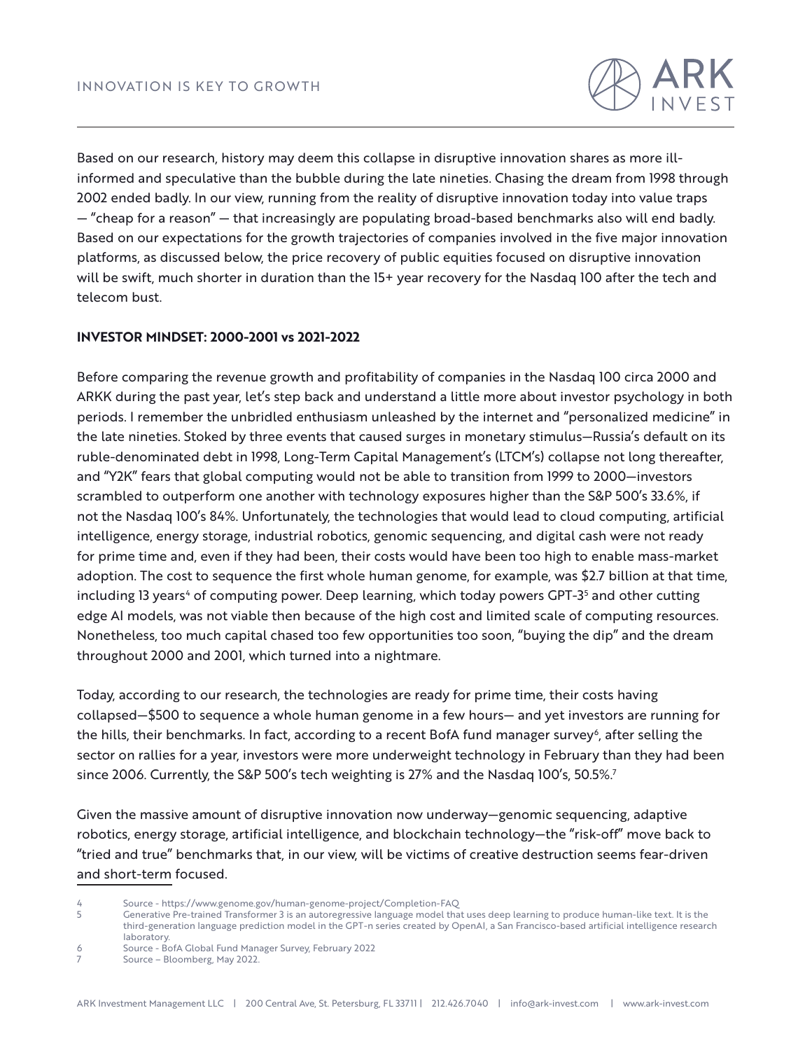Based on our research, history may deem this collapse in disruptive innovation shares as more ill-informed and speculative than the bubble during the late nineties. Chasing the dream from 1998 through 2002 ended badly. In our view, running from the reality of disruptive innovation today into value traps — "cheap for a reason" — that increasingly are populating broad-based benchmarks also will end badly. Based on our expectations for the growth trajectories of companies involved in the five major innovation platforms, as discussed below, the price recovery of public equities focused on disruptive innovation will be swift, much shorter in duration than the 15+ year recovery for the Nasdaq 100 after the tech and telecom bust.

**INVESTOR MINDSET: 2000-2001 vs 2021-2022**

Before comparing the revenue growth and profitability of companies in the Nasdaq 100 circa 2000 and ARKK during the past year, let's step back and understand a little more about investor psychology in both periods. I remember the unbridled enthusiasm unleashed by the internet and "personalized medicine" in the late nineties. Stoked by three events that caused surges in monetary stimulus—Russia's default on its ruble-denominated debt in 1998, Long-Term Capital Management's (LTCM's) collapse not long thereafter, and "Y2K" fears that global computing would not be able to transition from 1999 to 2000—investors scrambled to outperform one another with technology exposures higher than the S&P 500's 33.6%, if not the Nasdaq 100's 84%. Unfortunately, the technologies that would lead to cloud computing, artificial intelligence, energy storage, industrial robotics, genomic sequencing, and digital cash were not ready for prime time and, even if they had been, their costs would have been too high to enable mass-market adoption. The cost to sequence the first whole human genome, for example, was $2.7 billion at that time, including 13 years[4] of computing power. Deep learning, which today powers GPT-3[5] and other cutting edge AI models, was not viable then because of the high cost and limited scale of computing resources. Nonetheless, too much capital chased too few opportunities too soon, "buying the dip" and the dream throughout 2000 and 2001, which turned into a nightmare.

Today, according to our research, the technologies are ready for prime time, their costs having collapsed—$500 to sequence a whole human genome in a few hours— and yet investors are running for the hills, their benchmarks. In fact, according to a recent BofA fund manager survey[6], after selling the sector on rallies for a year, investors were more underweight technology in February than they had been since 2006. Currently, the S&P 500's tech weighting is 27% and the Nasdaq 100's, 50.5%.[7]

Given the massive amount of disruptive innovation now underway—genomic sequencing, adaptive robotics, energy storage, artificial intelligence, and blockchain technology—the "risk-off" move back to "tried and true" benchmarks that, in our view, will be victims of creative destruction seems fear-driven and short-term focused.

4 Source - https://www.genome.gov/human-genome-project/Completion-FAQ

5 Generative Pre-trained Transformer 3 is an autoregressive language model that uses deep learning to produce human-like text. It is the third-generation language prediction model in the GPT-n series created by OpenAI, a San Francisco-based artificial intelligence research laboratory.

6 Source - BofA Global Fund Manager Survey, February 2022

7 Source – Bloomberg, May 2022.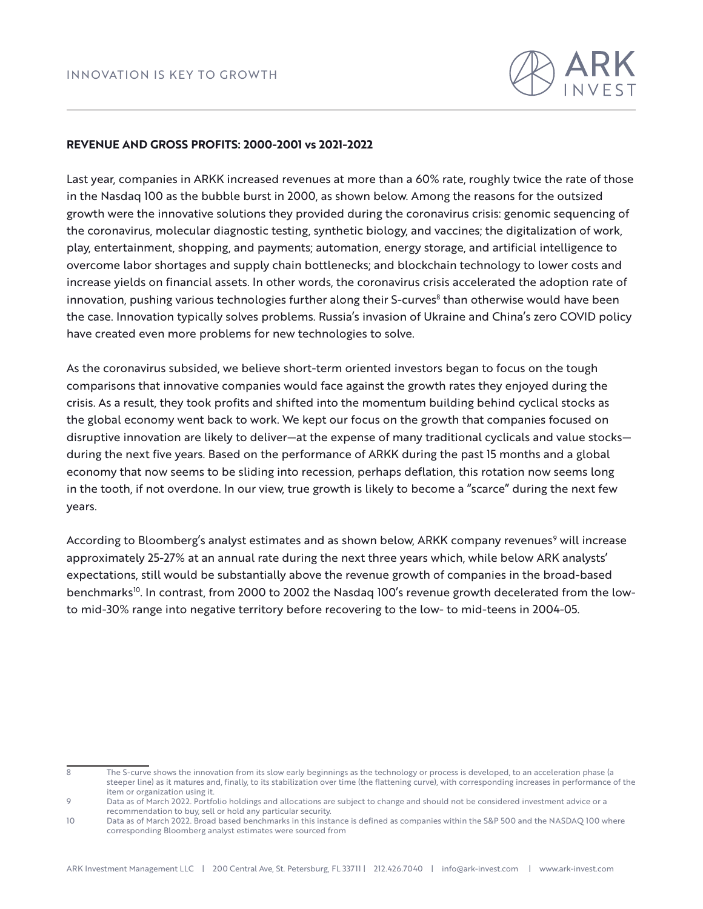**REVENUE AND GROSS PROFITS: 2000-2001 vs 2021-2022**

Last year, companies in ARKK increased revenues at more than a 60% rate, roughly twice the rate of those in the Nasdaq 100 as the bubble burst in 2000, as shown below. Among the reasons for the outsized growth were the innovative solutions they provided during the coronavirus crisis: genomic sequencing of the coronavirus, molecular diagnostic testing, synthetic biology, and vaccines; the digitalization of work, play, entertainment, shopping, and payments; automation, energy storage, and artificial intelligence to overcome labor shortages and supply chain bottlenecks; and blockchain technology to lower costs and increase yields on financial assets. In other words, the coronavirus crisis accelerated the adoption rate of innovation, pushing various technologies further along their S-curves[8] than otherwise would have been the case. Innovation typically solves problems. Russia's invasion of Ukraine and China's zero COVID policy have created even more problems for new technologies to solve.

As the coronavirus subsided, we believe short-term oriented investors began to focus on the tough comparisons that innovative companies would face against the growth rates they enjoyed during the crisis. As a result, they took profits and shifted into the momentum building behind cyclical stocks as the global economy went back to work. We kept our focus on the growth that companies focused on disruptive innovation are likely to deliver—at the expense of many traditional cyclicals and value stocks—during the next five years. Based on the performance of ARKK during the past 15 months and a global economy that now seems to be sliding into recession, perhaps deflation, this rotation now seems long in the tooth, if not overdone. In our view, true growth is likely to become a "scarce" during the next few years.

According to Bloomberg's analyst estimates and as shown below, ARKK company revenues[9] will increase approximately 25-27% at an annual rate during the next three years which, while below ARK analysts' expectations, still would be substantially above the revenue growth of companies in the broad-based benchmarks[10]. In contrast, from 2000 to 2002 the Nasdaq 100's revenue growth decelerated from the low- to mid-30% range into negative territory before recovering to the low- to mid-teens in 2004-05.

---

8 The S-curve shows the innovation from its slow early beginnings as the technology or process is developed, to an acceleration phase (a steeper line) as it matures and, finally, to its stabilization over time (the flattening curve), with corresponding increases in performance of the item or organization using it.

9 Data as of March 2022. Portfolio holdings and allocations are subject to change and should not be considered investment advice or a recommendation to buy, sell or hold any particular security.

10 Data as of March 2022. Broad based benchmarks in this instance is defined as companies within the S&P 500 and the NASDAQ 100 where corresponding Bloomberg analyst estimates were sourced from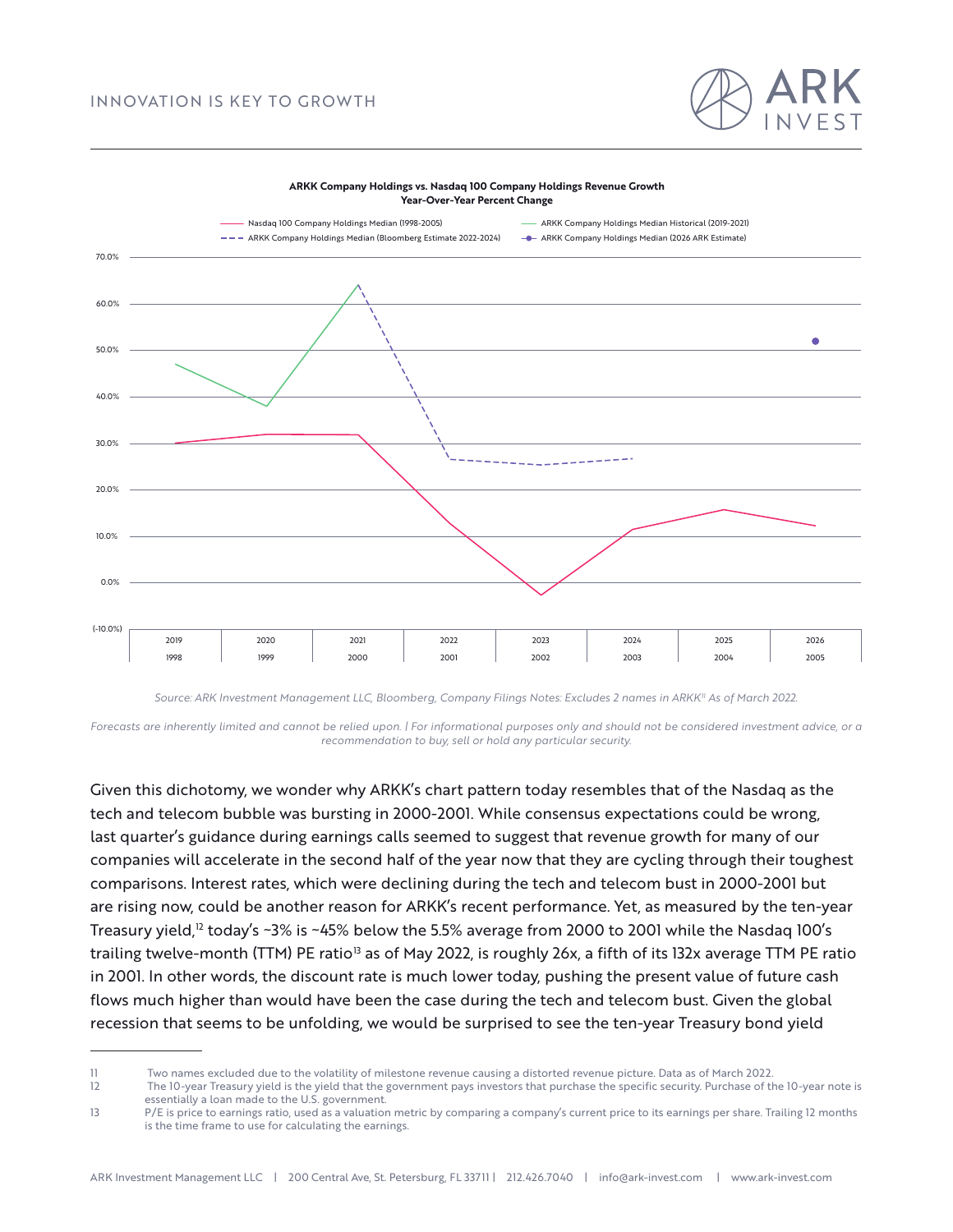**ARKK Company Holdings vs. Nasdaq 100 Company Holdings Revenue Growth**
**Year-Over-Year Percent Change**

Source: ARK Investment Management LLC, Bloomberg, Company Filings Notes: Excludes 2 names in ARKK[11] As of March 2022.

*Forecasts are inherently limited and cannot be relied upon. | For informational purposes only and should not be considered investment advice, or a recommendation to buy, sell or hold any particular security.*

Given this dichotomy, we wonder why ARKK's chart pattern today resembles that of the Nasdaq as the tech and telecom bubble was bursting in 2000-2001. While consensus expectations could be wrong, last quarter's guidance during earnings calls seemed to suggest that revenue growth for many of our companies will accelerate in the second half of the year now that they are cycling through their toughest comparisons. Interest rates, which were declining during the tech and telecom bust in 2000-2001 but are rising now, could be another reason for ARKK's recent performance. Yet, as measured by the ten-year Treasury yield,[12] today's ~3% is ~45% below the 5.5% average from 2000 to 2001 while the Nasdaq 100's trailing twelve-month (TTM) PE ratio[13] as of May 2022, is roughly 26x, a fifth of its 132x average TTM PE ratio in 2001. In other words, the discount rate is much lower today, pushing the present value of future cash flows much higher than would have been the case during the tech and telecom bust. Given the global recession that seems to be unfolding, we would be surprised to see the ten-year Treasury bond yield

---

11 Two names excluded due to the volatility of milestone revenue causing a distorted revenue picture. Data as of March 2022.

12 The 10-year Treasury yield is the yield that the government pays investors that purchase the specific security. Purchase of the 10-year note is essentially a loan made to the U.S. government.

13 P/E is price to earnings ratio, used as a valuation metric by comparing a company's current price to its earnings per share. Trailing 12 months is the time frame to use for calculating the earnings.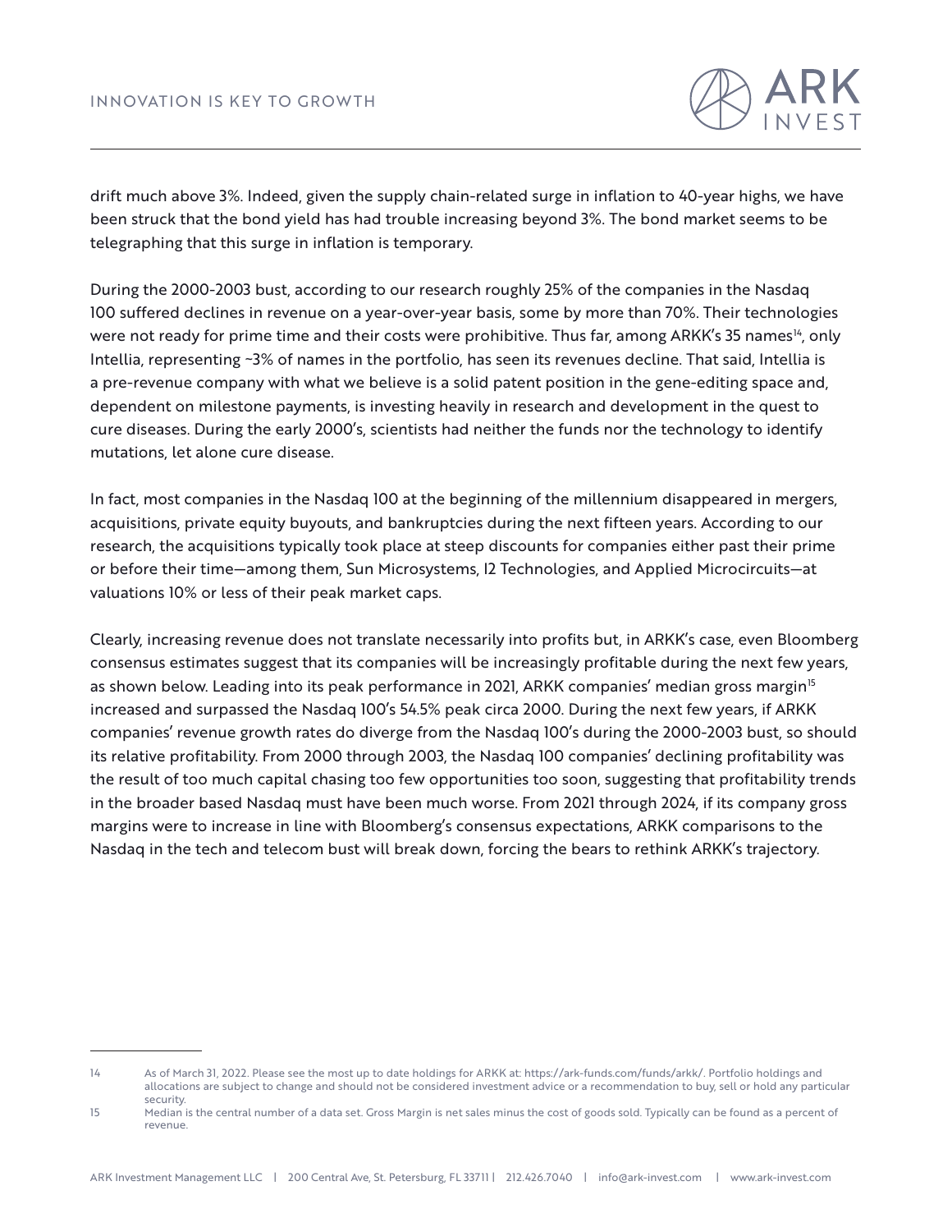drift much above 3%. Indeed, given the supply chain-related surge in inflation to 40-year highs, we have been struck that the bond yield has had trouble increasing beyond 3%. The bond market seems to be telegraphing that this surge in inflation is temporary.

During the 2000-2003 bust, according to our research roughly 25% of the companies in the Nasdaq 100 suffered declines in revenue on a year-over-year basis, some by more than 70%. Their technologies were not ready for prime time and their costs were prohibitive. Thus far, among ARKK's 35 names[14], only Intellia, representing ~3% of names in the portfolio, has seen its revenues decline. That said, Intellia is a pre-revenue company with what we believe is a solid patent position in the gene-editing space and, dependent on milestone payments, is investing heavily in research and development in the quest to cure diseases. During the early 2000's, scientists had neither the funds nor the technology to identify mutations, let alone cure disease.

In fact, most companies in the Nasdaq 100 at the beginning of the millennium disappeared in mergers, acquisitions, private equity buyouts, and bankruptcies during the next fifteen years. According to our research, the acquisitions typically took place at steep discounts for companies either past their prime or before their time—among them, Sun Microsystems, I2 Technologies, and Applied Microcircuits—at valuations 10% or less of their peak market caps.

Clearly, increasing revenue does not translate necessarily into profits but, in ARKK's case, even Bloomberg consensus estimates suggest that its companies will be increasingly profitable during the next few years, as shown below. Leading into its peak performance in 2021, ARKK companies' median gross margin[15] increased and surpassed the Nasdaq 100's 54.5% peak circa 2000. During the next few years, if ARKK companies' revenue growth rates do diverge from the Nasdaq 100's during the 2000-2003 bust, so should its relative profitability. From 2000 through 2003, the Nasdaq 100 companies' declining profitability was the result of too much capital chasing too few opportunities too soon, suggesting that profitability trends in the broader based Nasdaq must have been much worse. From 2021 through 2024, if its company gross margins were to increase in line with Bloomberg's consensus expectations, ARKK comparisons to the Nasdaq in the tech and telecom bust will break down, forcing the bears to rethink ARKK's trajectory.

---

14 As of March 31, 2022. Please see the most up to date holdings for ARKK at: https://ark-funds.com/funds/arkk/. Portfolio holdings and allocations are subject to change and should not be considered investment advice or a recommendation to buy, sell or hold any particular security.

15 Median is the central number of a data set. Gross Margin is net sales minus the cost of goods sold. Typically can be found as a percent of revenue.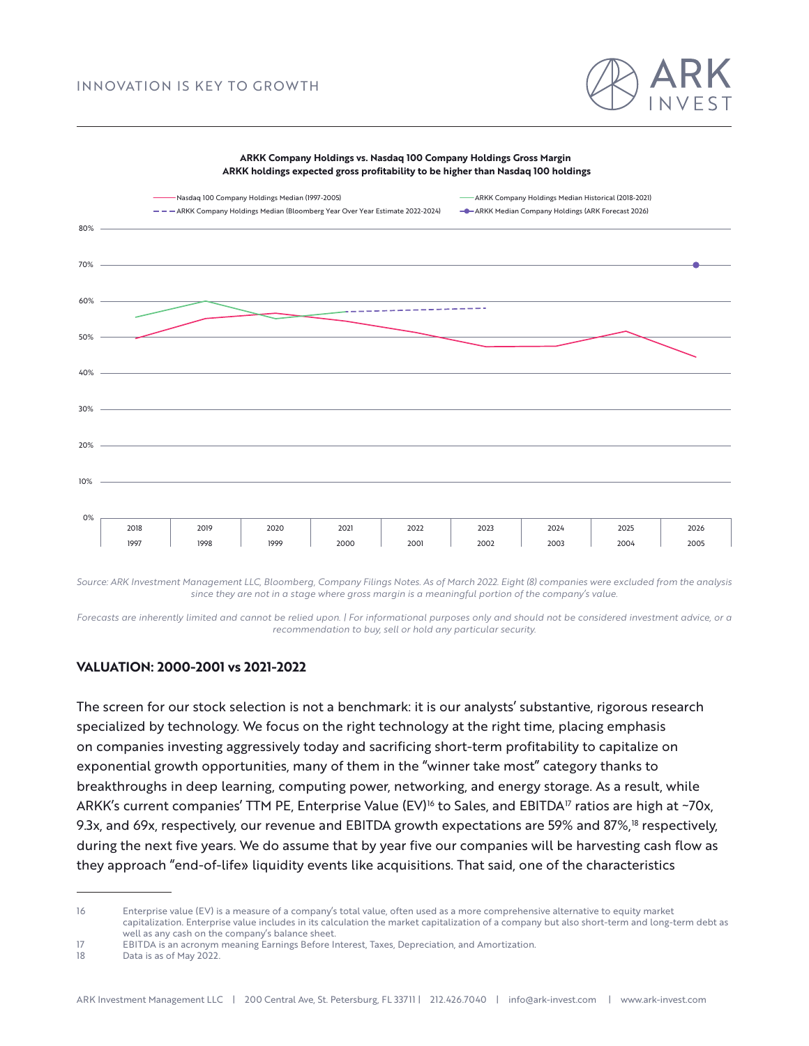**ARKK Company Holdings vs. Nasdaq 100 Company Holdings Gross Margin**
**ARKK holdings expected gross profitability to be higher than Nasdaq 100 holdings**

Source: ARK Investment Management LLC, Bloomberg, Company Filings Notes. As of March 2022. Eight (8) companies were excluded from the analysis since they are not in a stage where gross margin is a meaningful portion of the company's value.

*Forecasts are inherently limited and cannot be relied upon. | For informational purposes only and should not be considered investment advice, or a recommendation to buy, sell or hold any particular security.*

### VALUATION: 2000-2001 vs 2021-2022

The screen for our stock selection is not a benchmark: it is our analysts' substantive, rigorous research specialized by technology. We focus on the right technology at the right time, placing emphasis on companies investing aggressively today and sacrificing short-term profitability to capitalize on exponential growth opportunities, many of them in the "winner take most" category thanks to breakthroughs in deep learning, computing power, networking, and energy storage. As a result, while ARKK's current companies' TTM PE, Enterprise Value (EV)[16] to Sales, and EBITDA[17] ratios are high at ~70x, 9.3x, and 69x, respectively, our revenue and EBITDA growth expectations are 59% and 87%,[18] respectively, during the next five years. We do assume that by year five our companies will be harvesting cash flow as they approach "end-of-life» liquidity events like acquisitions. That said, one of the characteristics

---

16 Enterprise value (EV) is a measure of a company's total value, often used as a more comprehensive alternative to equity market capitalization. Enterprise value includes in its calculation the market capitalization of a company but also short-term and long-term debt as well as any cash on the company's balance sheet.

17 EBITDA is an acronym meaning Earnings Before Interest, Taxes, Depreciation, and Amortization.

18 Data is as of May 2022.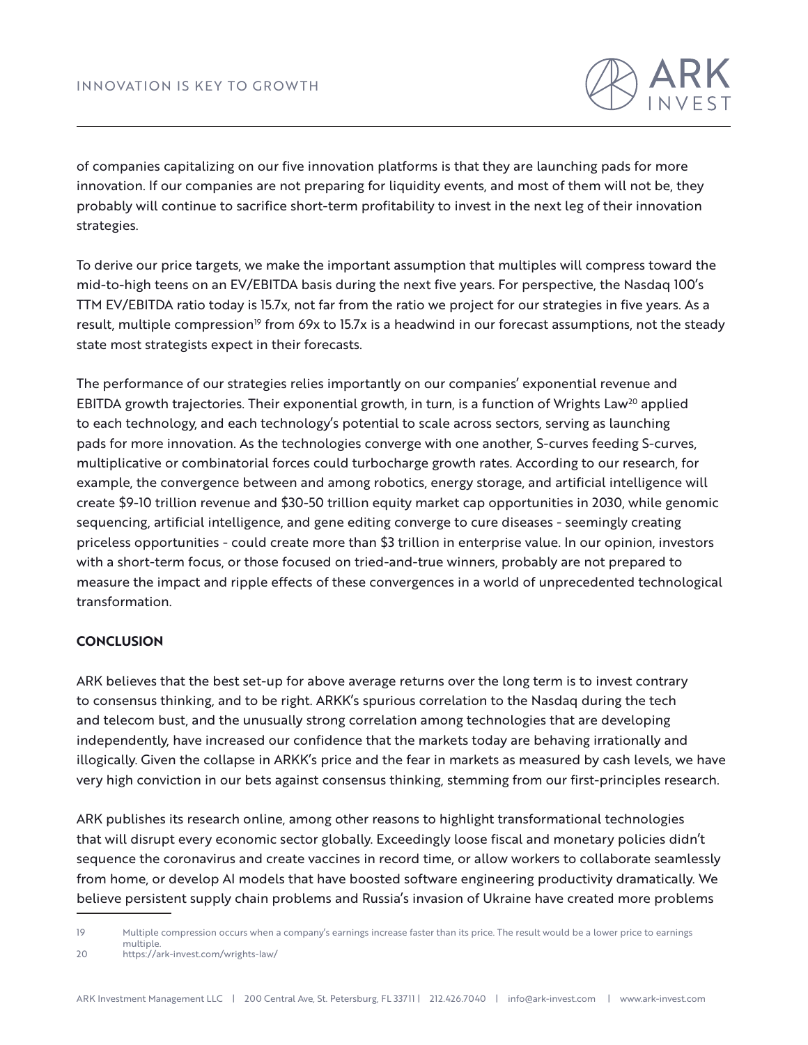of companies capitalizing on our five innovation platforms is that they are launching pads for more innovation. If our companies are not preparing for liquidity events, and most of them will not be, they probably will continue to sacrifice short-term profitability to invest in the next leg of their innovation strategies.

To derive our price targets, we make the important assumption that multiples will compress toward the mid-to-high teens on an EV/EBITDA basis during the next five years. For perspective, the Nasdaq 100's TTM EV/EBITDA ratio today is 15.7x, not far from the ratio we project for our strategies in five years. As a result, multiple compression[19] from 69x to 15.7x is a headwind in our forecast assumptions, not the steady state most strategists expect in their forecasts.

The performance of our strategies relies importantly on our companies' exponential revenue and EBITDA growth trajectories. Their exponential growth, in turn, is a function of Wrights Law[20] applied to each technology, and each technology's potential to scale across sectors, serving as launching pads for more innovation. As the technologies converge with one another, S-curves feeding S-curves, multiplicative or combinatorial forces could turbocharge growth rates. According to our research, for example, the convergence between and among robotics, energy storage, and artificial intelligence will create $9-10 trillion revenue and $30-50 trillion equity market cap opportunities in 2030, while genomic sequencing, artificial intelligence, and gene editing converge to cure diseases - seemingly creating priceless opportunities - could create more than $3 trillion in enterprise value. In our opinion, investors with a short-term focus, or those focused on tried-and-true winners, probably are not prepared to measure the impact and ripple effects of these convergences in a world of unprecedented technological transformation.

## CONCLUSION

ARK believes that the best set-up for above average returns over the long term is to invest contrary to consensus thinking, and to be right. ARKK's spurious correlation to the Nasdaq during the tech and telecom bust, and the unusually strong correlation among technologies that are developing independently, have increased our confidence that the markets today are behaving irrationally and illogically. Given the collapse in ARKK's price and the fear in markets as measured by cash levels, we have very high conviction in our bets against consensus thinking, stemming from our first-principles research.

ARK publishes its research online, among other reasons to highlight transformational technologies that will disrupt every economic sector globally. Exceedingly loose fiscal and monetary policies didn't sequence the coronavirus and create vaccines in record time, or allow workers to collaborate seamlessly from home, or develop AI models that have boosted software engineering productivity dramatically. We believe persistent supply chain problems and Russia's invasion of Ukraine have created more problems

---

19 Multiple compression occurs when a company's earnings increase faster than its price. The result would be a lower price to earnings multiple.

20 https://ark-invest.com/wrights-law/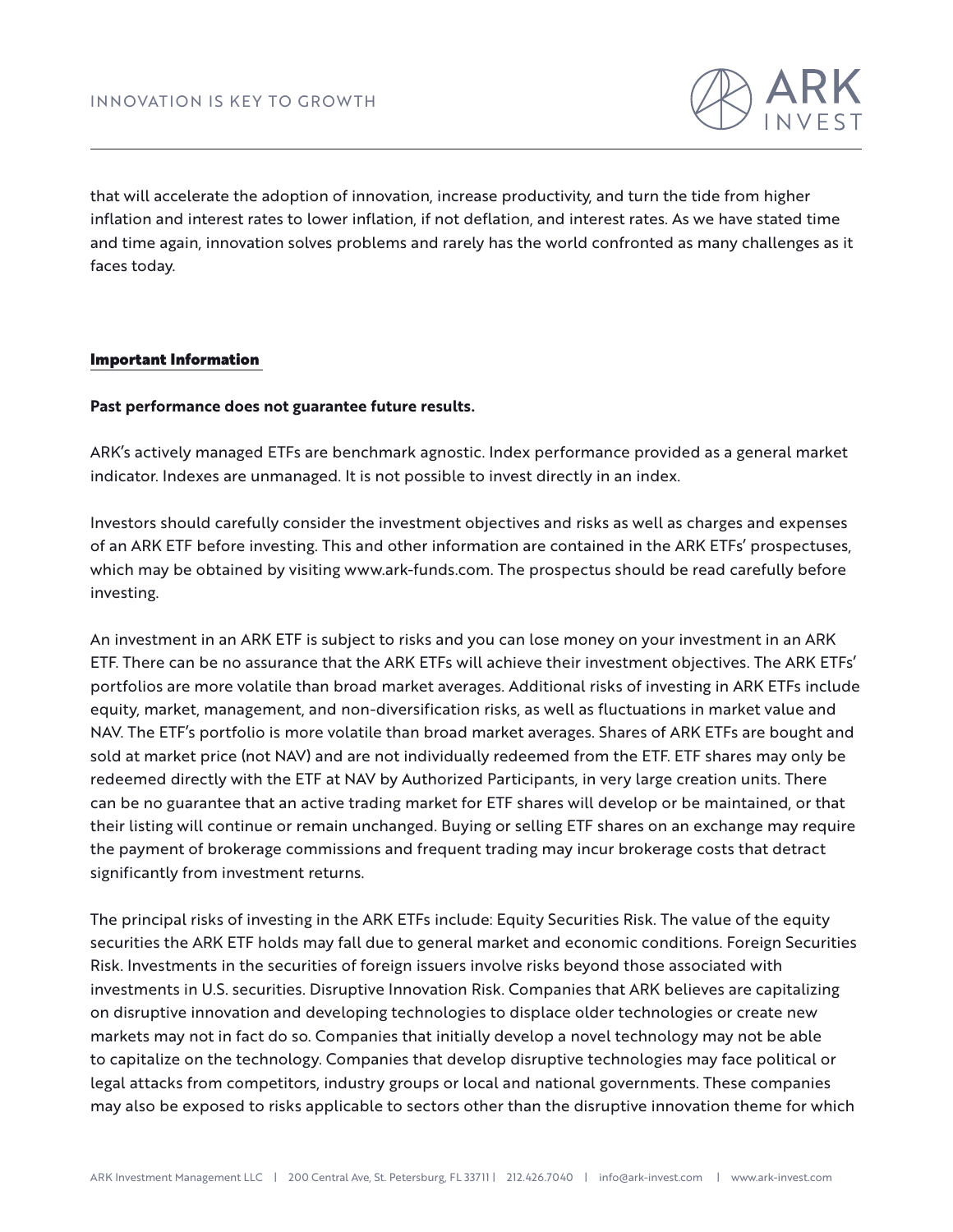that will accelerate the adoption of innovation, increase productivity, and turn the tide from higher inflation and interest rates to lower inflation, if not deflation, and interest rates. As we have stated time and time again, innovation solves problems and rarely has the world confronted as many challenges as it faces today.

## Important Information

**Past performance does not guarantee future results.**

ARK's actively managed ETFs are benchmark agnostic. Index performance provided as a general market indicator. Indexes are unmanaged. It is not possible to invest directly in an index.

Investors should carefully consider the investment objectives and risks as well as charges and expenses of an ARK ETF before investing. This and other information are contained in the ARK ETFs' prospectuses, which may be obtained by visiting www.ark-funds.com. The prospectus should be read carefully before investing.

An investment in an ARK ETF is subject to risks and you can lose money on your investment in an ARK ETF. There can be no assurance that the ARK ETFs will achieve their investment objectives. The ARK ETFs' portfolios are more volatile than broad market averages. Additional risks of investing in ARK ETFs include equity, market, management, and non-diversification risks, as well as fluctuations in market value and NAV. The ETF's portfolio is more volatile than broad market averages. Shares of ARK ETFs are bought and sold at market price (not NAV) and are not individually redeemed from the ETF. ETF shares may only be redeemed directly with the ETF at NAV by Authorized Participants, in very large creation units. There can be no guarantee that an active trading market for ETF shares will develop or be maintained, or that their listing will continue or remain unchanged. Buying or selling ETF shares on an exchange may require the payment of brokerage commissions and frequent trading may incur brokerage costs that detract significantly from investment returns.

The principal risks of investing in the ARK ETFs include: Equity Securities Risk. The value of the equity securities the ARK ETF holds may fall due to general market and economic conditions. Foreign Securities Risk. Investments in the securities of foreign issuers involve risks beyond those associated with investments in U.S. securities. Disruptive Innovation Risk. Companies that ARK believes are capitalizing on disruptive innovation and developing technologies to displace older technologies or create new markets may not in fact do so. Companies that initially develop a novel technology may not be able to capitalize on the technology. Companies that develop disruptive technologies may face political or legal attacks from competitors, industry groups or local and national governments. These companies may also be exposed to risks applicable to sectors other than the disruptive innovation theme for which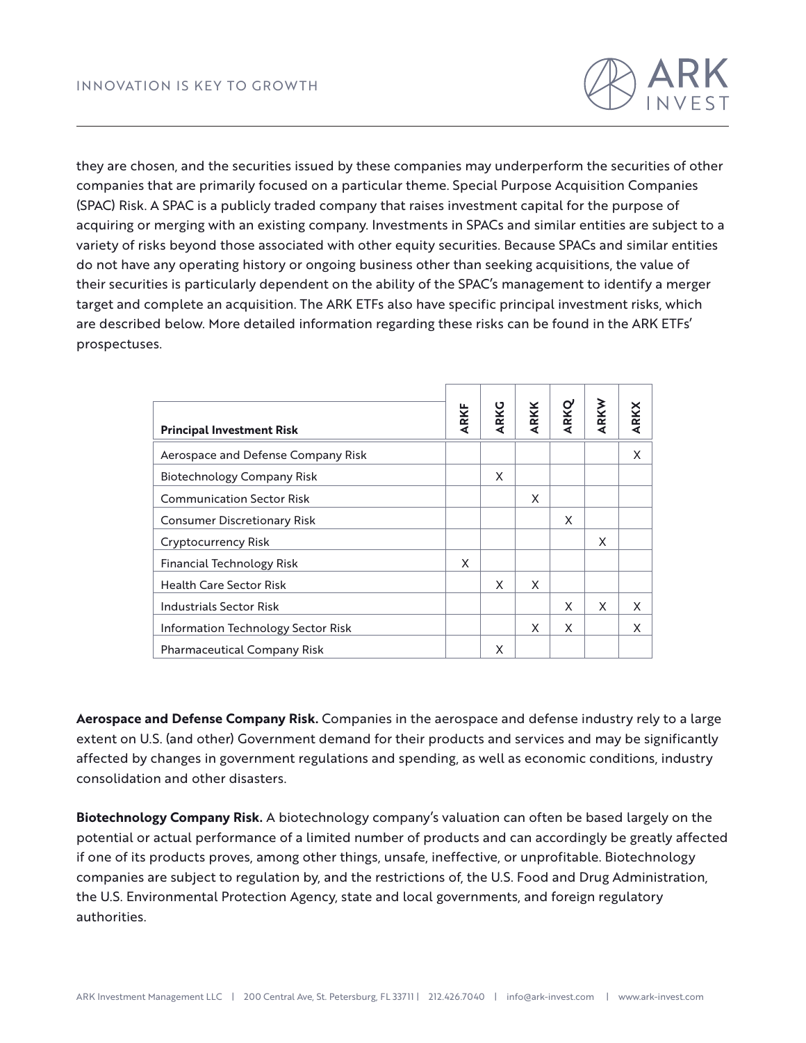they are chosen, and the securities issued by these companies may underperform the securities of other companies that are primarily focused on a particular theme. Special Purpose Acquisition Companies (SPAC) Risk. A SPAC is a publicly traded company that raises investment capital for the purpose of acquiring or merging with an existing company. Investments in SPACs and similar entities are subject to a variety of risks beyond those associated with other equity securities. Because SPACs and similar entities do not have any operating history or ongoing business other than seeking acquisitions, the value of their securities is particularly dependent on the ability of the SPAC's management to identify a merger target and complete an acquisition. The ARK ETFs also have specific principal investment risks, which are described below. More detailed information regarding these risks can be found in the ARK ETFs' prospectuses.

| Principal Investment Risk | ARKF | ARKG | ARKK | ARKQ | ARKW | ARKX |
|---|---|---|---|---|---|---|
| Aerospace and Defense Company Risk | | | | | | X |
| Biotechnology Company Risk | | X | | | | |
| Communication Sector Risk | | | X | | | |
| Consumer Discretionary Risk | | | | X | | |
| Cryptocurrency Risk | | | | | X | |
| Financial Technology Risk | X | | | | | |
| Health Care Sector Risk | | X | X | | | |
| Industrials Sector Risk | | | | X | X | X |
| Information Technology Sector Risk | | | X | X | | X |
| Pharmaceutical Company Risk | | X | | | | |

**Aerospace and Defense Company Risk.** Companies in the aerospace and defense industry rely to a large extent on U.S. (and other) Government demand for their products and services and may be significantly affected by changes in government regulations and spending, as well as economic conditions, industry consolidation and other disasters.

**Biotechnology Company Risk.** A biotechnology company's valuation can often be based largely on the potential or actual performance of a limited number of products and can accordingly be greatly affected if one of its products proves, among other things, unsafe, ineffective, or unprofitable. Biotechnology companies are subject to regulation by, and the restrictions of, the U.S. Food and Drug Administration, the U.S. Environmental Protection Agency, state and local governments, and foreign regulatory authorities.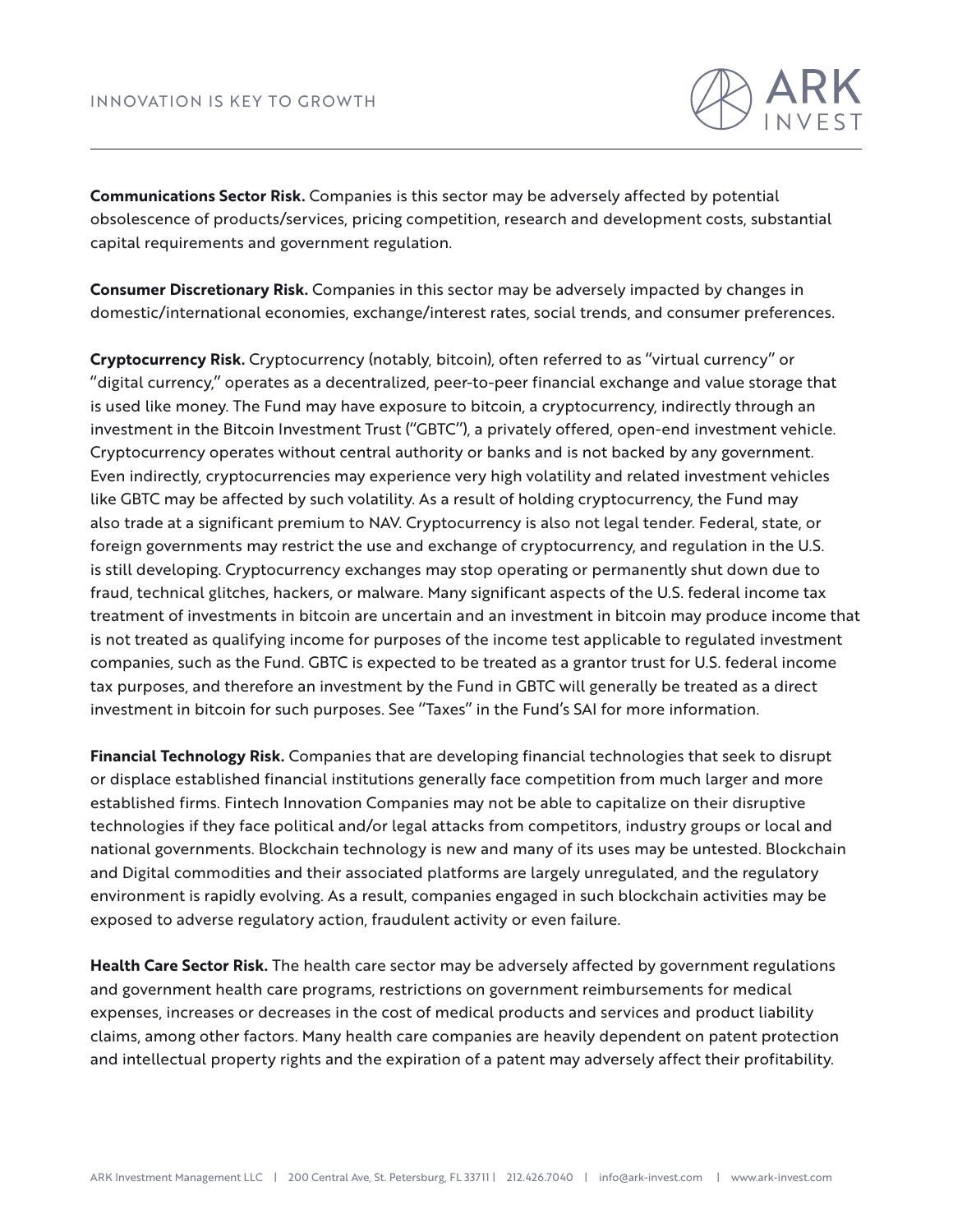**Communications Sector Risk.** Companies is this sector may be adversely affected by potential obsolescence of products/services, pricing competition, research and development costs, substantial capital requirements and government regulation.

**Consumer Discretionary Risk.** Companies in this sector may be adversely impacted by changes in domestic/international economies, exchange/interest rates, social trends, and consumer preferences.

**Cryptocurrency Risk.** Cryptocurrency (notably, bitcoin), often referred to as "virtual currency" or "digital currency," operates as a decentralized, peer-to-peer financial exchange and value storage that is used like money. The Fund may have exposure to bitcoin, a cryptocurrency, indirectly through an investment in the Bitcoin Investment Trust ("GBTC"), a privately offered, open-end investment vehicle. Cryptocurrency operates without central authority or banks and is not backed by any government. Even indirectly, cryptocurrencies may experience very high volatility and related investment vehicles like GBTC may be affected by such volatility. As a result of holding cryptocurrency, the Fund may also trade at a significant premium to NAV. Cryptocurrency is also not legal tender. Federal, state, or foreign governments may restrict the use and exchange of cryptocurrency, and regulation in the U.S. is still developing. Cryptocurrency exchanges may stop operating or permanently shut down due to fraud, technical glitches, hackers, or malware. Many significant aspects of the U.S. federal income tax treatment of investments in bitcoin are uncertain and an investment in bitcoin may produce income that is not treated as qualifying income for purposes of the income test applicable to regulated investment companies, such as the Fund. GBTC is expected to be treated as a grantor trust for U.S. federal income tax purposes, and therefore an investment by the Fund in GBTC will generally be treated as a direct investment in bitcoin for such purposes. See "Taxes" in the Fund's SAI for more information.

**Financial Technology Risk.** Companies that are developing financial technologies that seek to disrupt or displace established financial institutions generally face competition from much larger and more established firms. Fintech Innovation Companies may not be able to capitalize on their disruptive technologies if they face political and/or legal attacks from competitors, industry groups or local and national governments. Blockchain technology is new and many of its uses may be untested. Blockchain and Digital commodities and their associated platforms are largely unregulated, and the regulatory environment is rapidly evolving. As a result, companies engaged in such blockchain activities may be exposed to adverse regulatory action, fraudulent activity or even failure.

**Health Care Sector Risk.** The health care sector may be adversely affected by government regulations and government health care programs, restrictions on government reimbursements for medical expenses, increases or decreases in the cost of medical products and services and product liability claims, among other factors. Many health care companies are heavily dependent on patent protection and intellectual property rights and the expiration of a patent may adversely affect their profitability.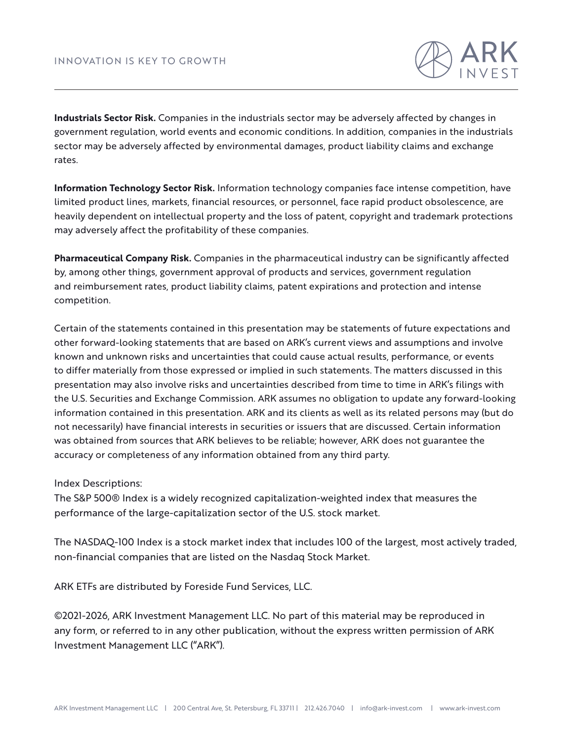**Industrials Sector Risk.** Companies in the industrials sector may be adversely affected by changes in government regulation, world events and economic conditions. In addition, companies in the industrials sector may be adversely affected by environmental damages, product liability claims and exchange rates.

**Information Technology Sector Risk.** Information technology companies face intense competition, have limited product lines, markets, financial resources, or personnel, face rapid product obsolescence, are heavily dependent on intellectual property and the loss of patent, copyright and trademark protections may adversely affect the profitability of these companies.

**Pharmaceutical Company Risk.** Companies in the pharmaceutical industry can be significantly affected by, among other things, government approval of products and services, government regulation and reimbursement rates, product liability claims, patent expirations and protection and intense competition.

Certain of the statements contained in this presentation may be statements of future expectations and other forward-looking statements that are based on ARK's current views and assumptions and involve known and unknown risks and uncertainties that could cause actual results, performance, or events to differ materially from those expressed or implied in such statements. The matters discussed in this presentation may also involve risks and uncertainties described from time to time in ARK's filings with the U.S. Securities and Exchange Commission. ARK assumes no obligation to update any forward-looking information contained in this presentation. ARK and its clients as well as its related persons may (but do not necessarily) have financial interests in securities or issuers that are discussed. Certain information was obtained from sources that ARK believes to be reliable; however, ARK does not guarantee the accuracy or completeness of any information obtained from any third party.

Index Descriptions:
The S&P 500® Index is a widely recognized capitalization-weighted index that measures the performance of the large-capitalization sector of the U.S. stock market.

The NASDAQ-100 Index is a stock market index that includes 100 of the largest, most actively traded, non-financial companies that are listed on the Nasdaq Stock Market.

ARK ETFs are distributed by Foreside Fund Services, LLC.

©2021-2026, ARK Investment Management LLC. No part of this material may be reproduced in any form, or referred to in any other publication, without the express written permission of ARK Investment Management LLC ("ARK").